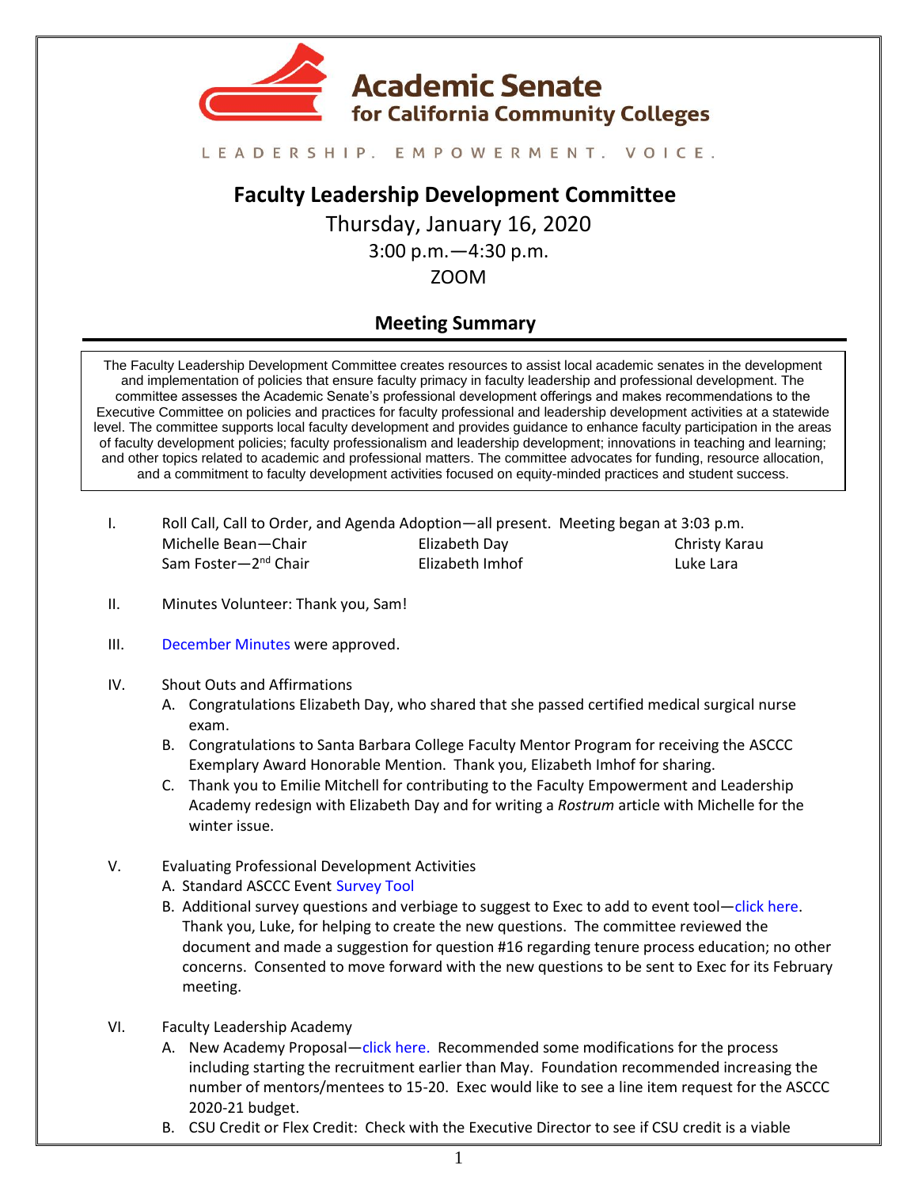# Academic Senate for California Community Colleges

LEADERSHIP. EMPOWERMENT. VOICE.

## Faculty Leadership Development Committee

Thursday, January 16, 2020

3:00 p.m.—4:30 p.m.

ZOOM

### Meeting Summary

The Faculty Leadership Development Committee creates resources to assist local academic senates in the development and implementation of policies that ensure faculty primacy in faculty leadership and professional development. The committee assesses the Academic Senate's professional development offerings and makes recommendations to the Executive Committee on policies and practices for faculty professional and leadership development activities at a statewide level. The committee supports local faculty development and provides guidance to enhance faculty participation in the areas of faculty development policies; faculty professionalism and leadership development; innovations in teaching and learning; and other topics related to academic and professional matters. The committee advocates for funding, resource allocation, and a commitment to faculty development activities focused on equity-minded practices and student success.

I. Roll Call, Call to Order, and Agenda Adoption—all present. Meeting began at 3:03 p.m.

| | | |
|---|---|---|
| Michelle Bean—Chair | Elizabeth Day | Christy Karau |
| Sam Foster—2nd Chair | Elizabeth Imhof | Luke Lara |

II. Minutes Volunteer: Thank you, Sam!

III. December Minutes were approved.

IV. Shout Outs and Affirmations
   A. Congratulations Elizabeth Day, who shared that she passed certified medical surgical nurse exam.
   B. Congratulations to Santa Barbara College Faculty Mentor Program for receiving the ASCCC Exemplary Award Honorable Mention. Thank you, Elizabeth Imhof for sharing.
   C. Thank you to Emilie Mitchell for contributing to the Faculty Empowerment and Leadership Academy redesign with Elizabeth Day and for writing a *Rostrum* article with Michelle for the winter issue.

V. Evaluating Professional Development Activities
   A. Standard ASCCC Event Survey Tool
   B. Additional survey questions and verbiage to suggest to Exec to add to event tool—click here. Thank you, Luke, for helping to create the new questions. The committee reviewed the document and made a suggestion for question #16 regarding tenure process education; no other concerns. Consented to move forward with the new questions to be sent to Exec for its February meeting.

VI. Faculty Leadership Academy
   A. New Academy Proposal—click here. Recommended some modifications for the process including starting the recruitment earlier than May. Foundation recommended increasing the number of mentors/mentees to 15-20. Exec would like to see a line item request for the ASCCC 2020-21 budget.
   B. CSU Credit or Flex Credit: Check with the Executive Director to see if CSU credit is a viable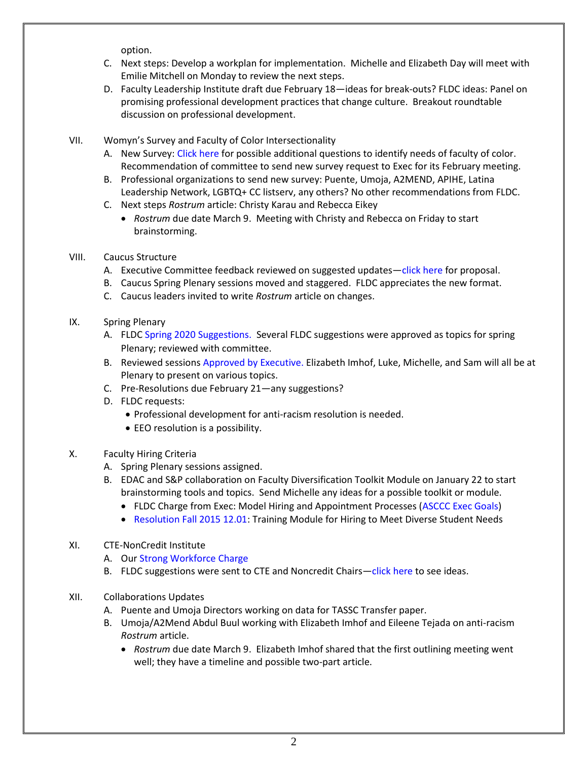option.

C. Next steps: Develop a workplan for implementation. Michelle and Elizabeth Day will meet with Emilie Mitchell on Monday to review the next steps.

D. Faculty Leadership Institute draft due February 18—ideas for break-outs? FLDC ideas: Panel on promising professional development practices that change culture. Breakout roundtable discussion on professional development.

VII. Womyn's Survey and Faculty of Color Intersectionality

A. New Survey: Click here for possible additional questions to identify needs of faculty of color. Recommendation of committee to send new survey request to Exec for its February meeting.

B. Professional organizations to send new survey: Puente, Umoja, A2MEND, APIHE, Latina Leadership Network, LGBTQ+ CC listserv, any others? No other recommendations from FLDC.

C. Next steps *Rostrum* article: Christy Karau and Rebecca Eikey

- *Rostrum* due date March 9. Meeting with Christy and Rebecca on Friday to start brainstorming.

VIII. Caucus Structure

A. Executive Committee feedback reviewed on suggested updates—click here for proposal.

B. Caucus Spring Plenary sessions moved and staggered. FLDC appreciates the new format.

C. Caucus leaders invited to write *Rostrum* article on changes.

IX. Spring Plenary

A. FLDC Spring 2020 Suggestions. Several FLDC suggestions were approved as topics for spring Plenary; reviewed with committee.

B. Reviewed sessions Approved by Executive. Elizabeth Imhof, Luke, Michelle, and Sam will all be at Plenary to present on various topics.

C. Pre-Resolutions due February 21—any suggestions?

D. FLDC requests:

- Professional development for anti-racism resolution is needed.
- EEO resolution is a possibility.

X. Faculty Hiring Criteria

A. Spring Plenary sessions assigned.

B. EDAC and S&P collaboration on Faculty Diversification Toolkit Module on January 22 to start brainstorming tools and topics. Send Michelle any ideas for a possible toolkit or module.

- FLDC Charge from Exec: Model Hiring and Appointment Processes (ASCCC Exec Goals)
- Resolution Fall 2015 12.01: Training Module for Hiring to Meet Diverse Student Needs

XI. CTE-NonCredit Institute

A. Our Strong Workforce Charge

B. FLDC suggestions were sent to CTE and Noncredit Chairs—click here to see ideas.

XII. Collaborations Updates

A. Puente and Umoja Directors working on data for TASSC Transfer paper.

B. Umoja/A2Mend Abdul Buul working with Elizabeth Imhof and Eileene Tejada on anti-racism *Rostrum* article.

- *Rostrum* due date March 9. Elizabeth Imhof shared that the first outlining meeting went well; they have a timeline and possible two-part article.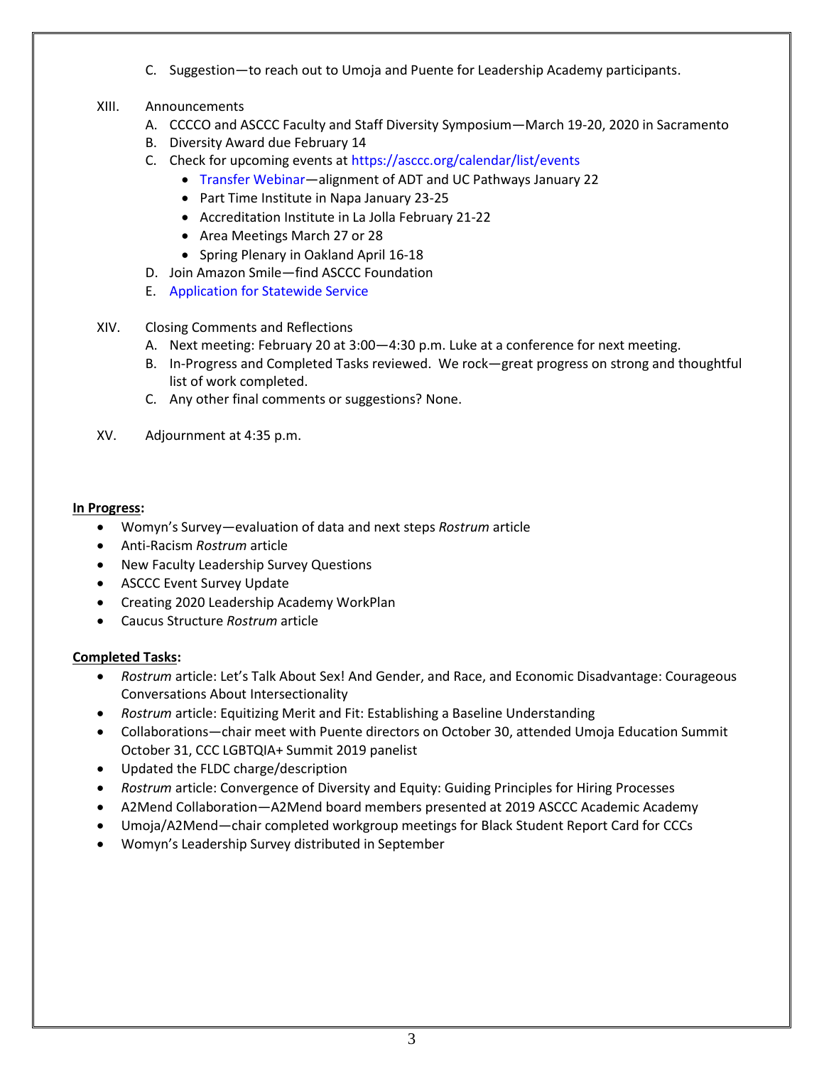C. Suggestion—to reach out to Umoja and Puente for Leadership Academy participants.

XIII. Announcements

A. CCCCO and ASCCC Faculty and Staff Diversity Symposium—March 19-20, 2020 in Sacramento

B. Diversity Award due February 14

C. Check for upcoming events at https://asccc.org/calendar/list/events

- Transfer Webinar—alignment of ADT and UC Pathways January 22
- Part Time Institute in Napa January 23-25
- Accreditation Institute in La Jolla February 21-22
- Area Meetings March 27 or 28
- Spring Plenary in Oakland April 16-18

D. Join Amazon Smile—find ASCCC Foundation

E. Application for Statewide Service

XIV. Closing Comments and Reflections

A. Next meeting: February 20 at 3:00—4:30 p.m. Luke at a conference for next meeting.

B. In-Progress and Completed Tasks reviewed. We rock—great progress on strong and thoughtful list of work completed.

C. Any other final comments or suggestions? None.

XV. Adjournment at 4:35 p.m.

**In Progress:**

- Womyn's Survey—evaluation of data and next steps *Rostrum* article
- Anti-Racism *Rostrum* article
- New Faculty Leadership Survey Questions
- ASCCC Event Survey Update
- Creating 2020 Leadership Academy WorkPlan
- Caucus Structure *Rostrum* article

**Completed Tasks:**

- *Rostrum* article: Let's Talk About Sex! And Gender, and Race, and Economic Disadvantage: Courageous Conversations About Intersectionality
- *Rostrum* article: Equitizing Merit and Fit: Establishing a Baseline Understanding
- Collaborations—chair meet with Puente directors on October 30, attended Umoja Education Summit October 31, CCC LGBTQIA+ Summit 2019 panelist
- Updated the FLDC charge/description
- *Rostrum* article: Convergence of Diversity and Equity: Guiding Principles for Hiring Processes
- A2Mend Collaboration—A2Mend board members presented at 2019 ASCCC Academic Academy
- Umoja/A2Mend—chair completed workgroup meetings for Black Student Report Card for CCCs
- Womyn's Leadership Survey distributed in September